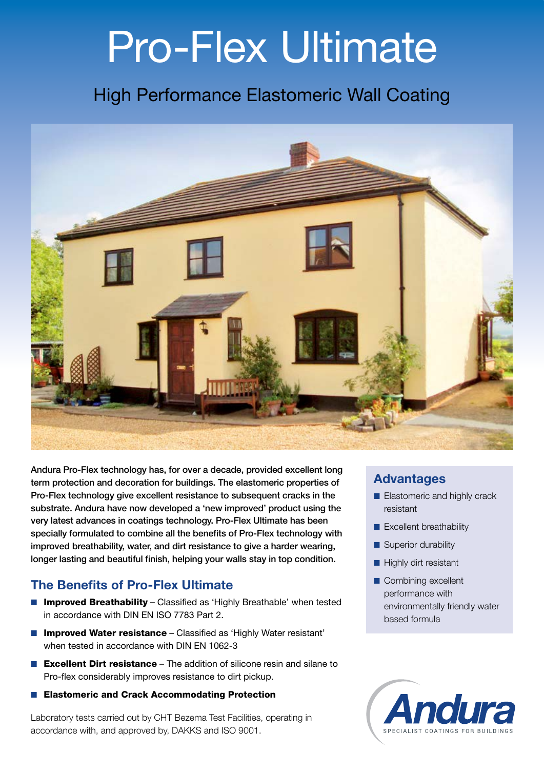# Pro-Flex Ultimate

## High Performance Elastomeric Wall Coating

**Andura Pro-Flex technology has, for over a decade, provided excellent long term protection and decoration for buildings. The elastomeric properties of Pro-Flex technology give excellent resistance to subsequent cracks in the substrate. Andura have now developed a 'new improved' product using the very latest advances in coatings technology. Pro-Flex Ultimate has been specially formulated to combine all the benefits of Pro-Flex technology with improved breathability, water, and dirt resistance to give a harder wearing, longer lasting and beautiful finish, helping your walls stay in top condition.**

### The Benefits of Pro-Flex Ultimate

- **Improved Breathability** – Classified as 'Highly Breathable' when tested in accordance with DIN EN ISO 7783 Part 2.
- **Improved Water resistance** – Classified as 'Highly Water resistant' when tested in accordance with DIN EN 1062-3
- **Excellent Dirt resistance** – The addition of silicone resin and silane to Pro-flex considerably improves resistance to dirt pickup.
- **Elastomeric and Crack Accommodating Protection**

Laboratory tests carried out by CHT Bezema Test Facilities, operating in accordance with, and approved by, DAKKS and ISO 9001.

### Advantages

- Elastomeric and highly crack resistant
- Excellent breathability
- Superior durability
- Highly dirt resistant
- Combining excellent performance with environmentally friendly water based formula

Andura

SPECIALIST COATINGS FOR BUILDINGS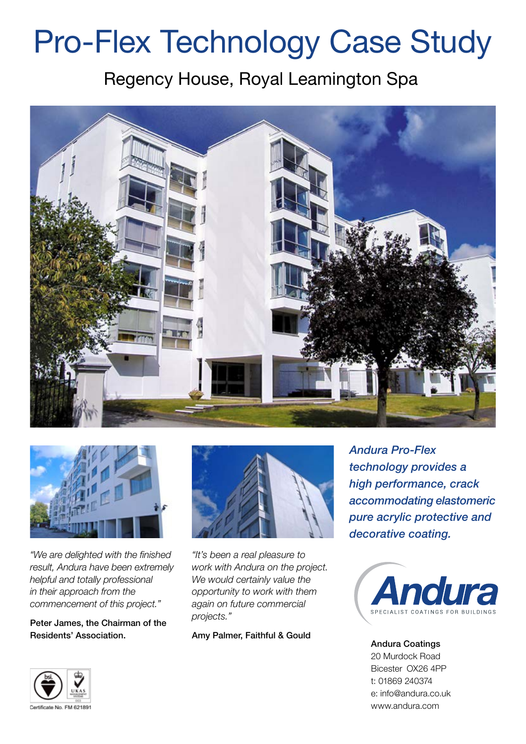# Pro-Flex Technology Case Study

## Regency House, Royal Leamington Spa

*"We are delighted with the finished result, Andura have been extremely helpful and totally professional in their approach from the commencement of this project."*

**Peter James, the Chairman of the Residents' Association.**

*"It's been a real pleasure to work with Andura on the project. We would certainly value the opportunity to work with them again on future commercial projects."*

**Amy Palmer, Faithful & Gould**

***Andura Pro-Flex technology provides a high performance, crack accommodating elastomeric pure acrylic protective and decorative coating.***

Andura
SPECIALIST COATINGS FOR BUILDINGS

**Andura Coatings**
20 Murdock Road
Bicester OX26 4PP
t: 01869 240374
e: info@andura.co.uk
www.andura.com

Certificate No. FM 621891